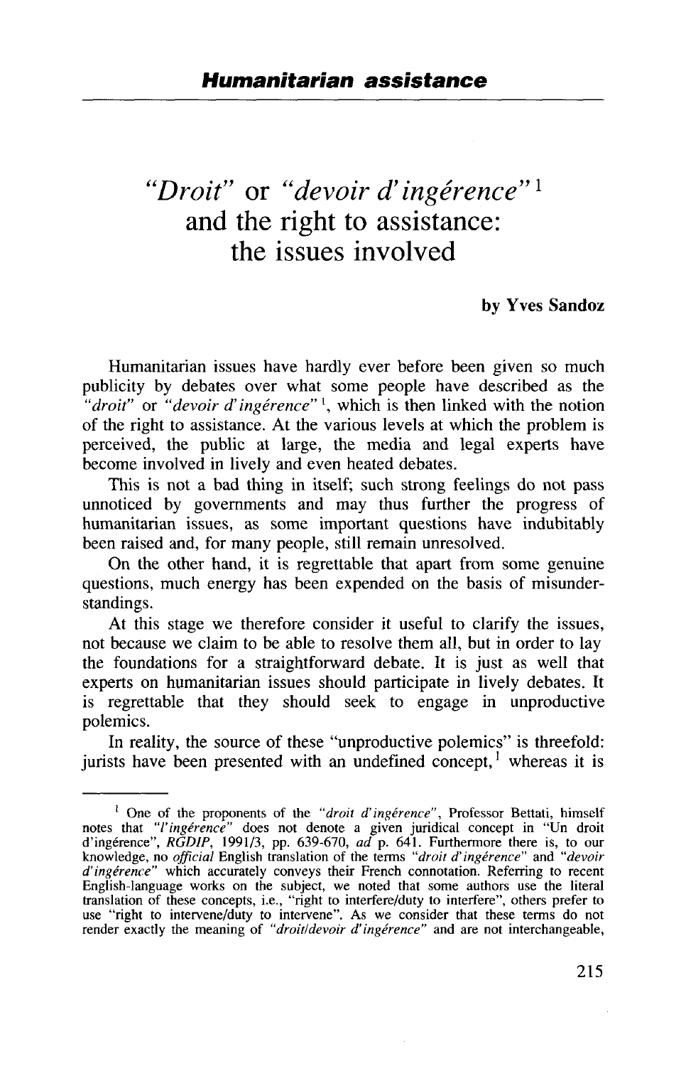# *"Droit"* or *"devoir d'ingérence"* [1] and the right to assistance: the issues involved

**by Yves Sandoz**

Humanitarian issues have hardly ever before been given so much publicity by debates over what some people have described as the *"droit"* or *"devoir d'ingérence"* [1], which is then linked with the notion of the right to assistance. At the various levels at which the problem is perceived, the public at large, the media and legal experts have become involved in lively and even heated debates.

This is not a bad thing in itself; such strong feelings do not pass unnoticed by governments and may thus further the progress of humanitarian issues, as some important questions have indubitably been raised and, for many people, still remain unresolved.

On the other hand, it is regrettable that apart from some genuine questions, much energy has been expended on the basis of misunderstandings.

At this stage we therefore consider it useful to clarify the issues, not because we claim to be able to resolve them all, but in order to lay the foundations for a straightforward debate. It is just as well that experts on humanitarian issues should participate in lively debates. It is regrettable that they should seek to engage in unproductive polemics.

In reality, the source of these "unproductive polemics" is threefold: jurists have been presented with an undefined concept, [1] whereas it is

---

[1] One of the proponents of the *"droit d'ingérence"*, Professor Bettati, himself notes that *"l'ingérence"* does not denote a given juridical concept in "Un droit d'ingérence", *RGDIP*, 1991/3, pp. 639-670, *ad* p. 641. Furthermore there is, to our knowledge, no *official* English translation of the terms *"droit d'ingérence"* and *"devoir d'ingérence"* which accurately conveys their French connotation. Referring to recent English-language works on the subject, we noted that some authors use the literal translation of these concepts, i.e., "right to interfere/duty to interfere", others prefer to use "right to intervene/duty to intervene". As we consider that these terms do not render exactly the meaning of *"droit/devoir d'ingérence"* and are not interchangeable,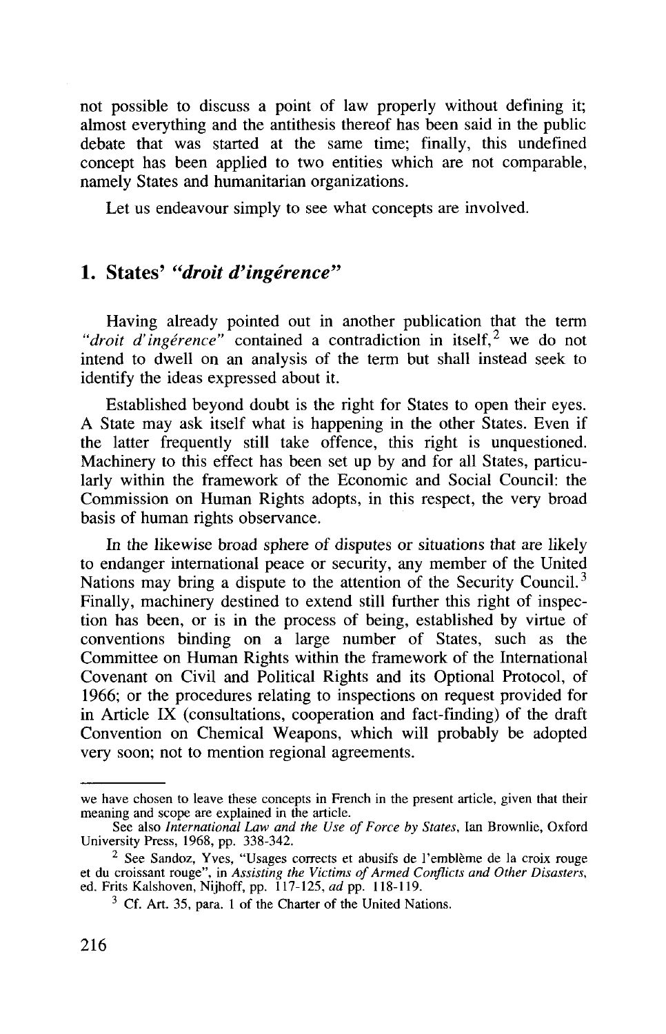not possible to discuss a point of law properly without defining it; almost everything and the antithesis thereof has been said in the public debate that was started at the same time; finally, this undefined concept has been applied to two entities which are not comparable, namely States and humanitarian organizations.

Let us endeavour simply to see what concepts are involved.

## 1. States' *"droit d'ingérence"*

Having already pointed out in another publication that the term *"droit d'ingérence"* contained a contradiction in itself,[2] we do not intend to dwell on an analysis of the term but shall instead seek to identify the ideas expressed about it.

Established beyond doubt is the right for States to open their eyes. A State may ask itself what is happening in the other States. Even if the latter frequently still take offence, this right is unquestioned. Machinery to this effect has been set up by and for all States, particularly within the framework of the Economic and Social Council: the Commission on Human Rights adopts, in this respect, the very broad basis of human rights observance.

In the likewise broad sphere of disputes or situations that are likely to endanger international peace or security, any member of the United Nations may bring a dispute to the attention of the Security Council.[3] Finally, machinery destined to extend still further this right of inspection has been, or is in the process of being, established by virtue of conventions binding on a large number of States, such as the Committee on Human Rights within the framework of the International Covenant on Civil and Political Rights and its Optional Protocol, of 1966; or the procedures relating to inspections on request provided for in Article IX (consultations, cooperation and fact-finding) of the draft Convention on Chemical Weapons, which will probably be adopted very soon; not to mention regional agreements.

---

we have chosen to leave these concepts in French in the present article, given that their meaning and scope are explained in the article.

See also *International Law and the Use of Force by States*, Ian Brownlie, Oxford University Press, 1968, pp. 338-342.

[2] See Sandoz, Yves, "Usages corrects et abusifs de l'emblème de la croix rouge et du croissant rouge", in *Assisting the Victims of Armed Conflicts and Other Disasters*, ed. Frits Kalshoven, Nijhoff, pp. 117-125, *ad* pp. 118-119.

[3] Cf. Art. 35, para. 1 of the Charter of the United Nations.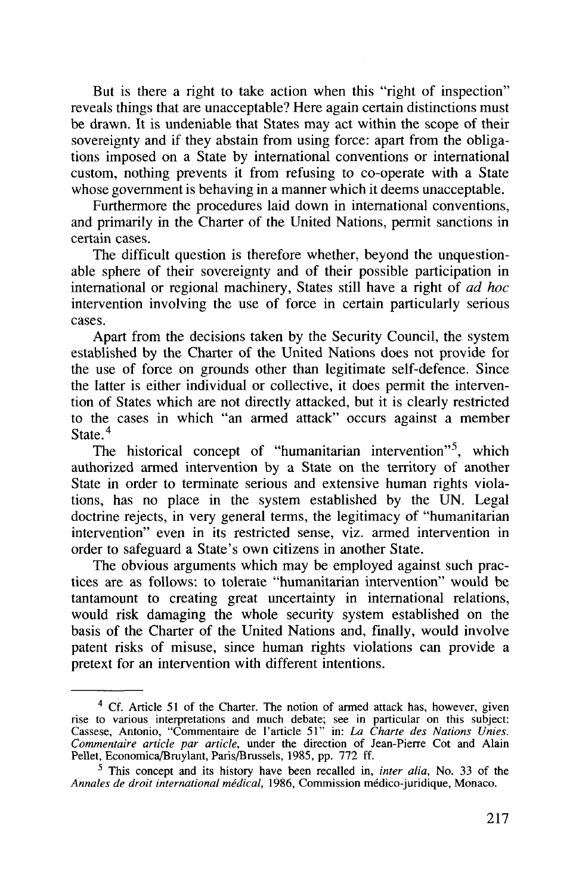But is there a right to take action when this "right of inspection" reveals things that are unacceptable? Here again certain distinctions must be drawn. It is undeniable that States may act within the scope of their sovereignty and if they abstain from using force: apart from the obligations imposed on a State by international conventions or international custom, nothing prevents it from refusing to co-operate with a State whose government is behaving in a manner which it deems unacceptable.

Furthermore the procedures laid down in international conventions, and primarily in the Charter of the United Nations, permit sanctions in certain cases.

The difficult question is therefore whether, beyond the unquestionable sphere of their sovereignty and of their possible participation in international or regional machinery, States still have a right of *ad hoc* intervention involving the use of force in certain particularly serious cases.

Apart from the decisions taken by the Security Council, the system established by the Charter of the United Nations does not provide for the use of force on grounds other than legitimate self-defence. Since the latter is either individual or collective, it does permit the intervention of States which are not directly attacked, but it is clearly restricted to the cases in which "an armed attack" occurs against a member State.[4]

The historical concept of "humanitarian intervention"[5], which authorized armed intervention by a State on the territory of another State in order to terminate serious and extensive human rights violations, has no place in the system established by the UN. Legal doctrine rejects, in very general terms, the legitimacy of "humanitarian intervention" even in its restricted sense, viz. armed intervention in order to safeguard a State's own citizens in another State.

The obvious arguments which may be employed against such practices are as follows: to tolerate "humanitarian intervention" would be tantamount to creating great uncertainty in international relations, would risk damaging the whole security system established on the basis of the Charter of the United Nations and, finally, would involve patent risks of misuse, since human rights violations can provide a pretext for an intervention with different intentions.

---

[4] Cf. Article 51 of the Charter. The notion of armed attack has, however, given rise to various interpretations and much debate; see in particular on this subject: Cassese, Antonio, "Commentaire de l'article 51" in: *La Charte des Nations Unies. Commentaire article par article*, under the direction of Jean-Pierre Cot and Alain Pellet, Economica/Bruylant, Paris/Brussels, 1985, pp. 772 ff.

[5] This concept and its history have been recalled in, *inter alia*, No. 33 of the *Annales de droit international médical*, 1986, Commission médico-juridique, Monaco.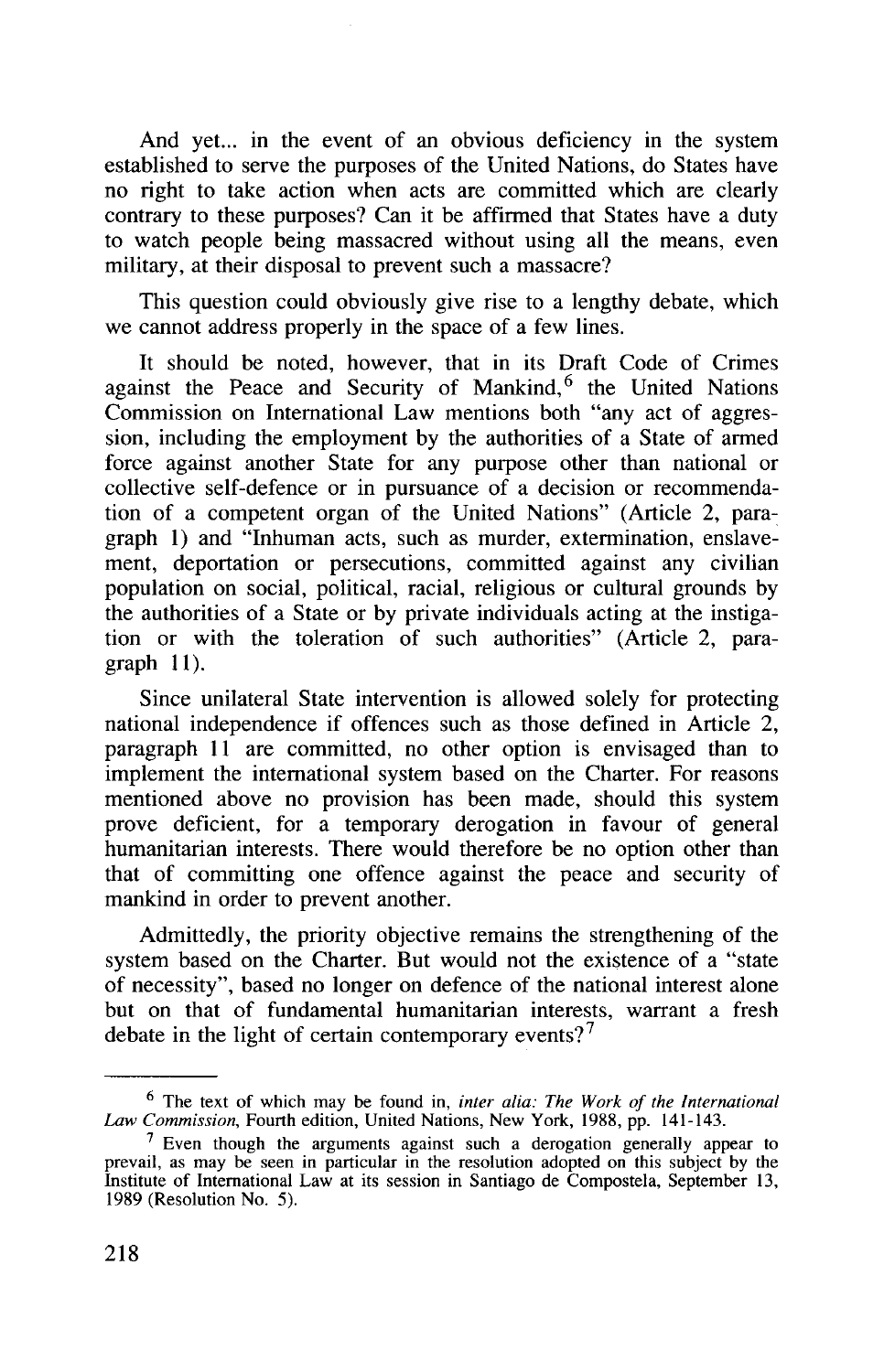And yet... in the event of an obvious deficiency in the system established to serve the purposes of the United Nations, do States have no right to take action when acts are committed which are clearly contrary to these purposes? Can it be affirmed that States have a duty to watch people being massacred without using all the means, even military, at their disposal to prevent such a massacre?

This question could obviously give rise to a lengthy debate, which we cannot address properly in the space of a few lines.

It should be noted, however, that in its Draft Code of Crimes against the Peace and Security of Mankind,[6] the United Nations Commission on International Law mentions both "any act of aggression, including the employment by the authorities of a State of armed force against another State for any purpose other than national or collective self-defence or in pursuance of a decision or recommendation of a competent organ of the United Nations" (Article 2, paragraph 1) and "Inhuman acts, such as murder, extermination, enslavement, deportation or persecutions, committed against any civilian population on social, political, racial, religious or cultural grounds by the authorities of a State or by private individuals acting at the instigation or with the toleration of such authorities" (Article 2, paragraph 11).

Since unilateral State intervention is allowed solely for protecting national independence if offences such as those defined in Article 2, paragraph 11 are committed, no other option is envisaged than to implement the international system based on the Charter. For reasons mentioned above no provision has been made, should this system prove deficient, for a temporary derogation in favour of general humanitarian interests. There would therefore be no option other than that of committing one offence against the peace and security of mankind in order to prevent another.

Admittedly, the priority objective remains the strengthening of the system based on the Charter. But would not the existence of a "state of necessity", based no longer on defence of the national interest alone but on that of fundamental humanitarian interests, warrant a fresh debate in the light of certain contemporary events?[7]

---

[6] The text of which may be found in, *inter alia: The Work of the International Law Commission*, Fourth edition, United Nations, New York, 1988, pp. 141-143.

[7] Even though the arguments against such a derogation generally appear to prevail, as may be seen in particular in the resolution adopted on this subject by the Institute of International Law at its session in Santiago de Compostela, September 13, 1989 (Resolution No. 5).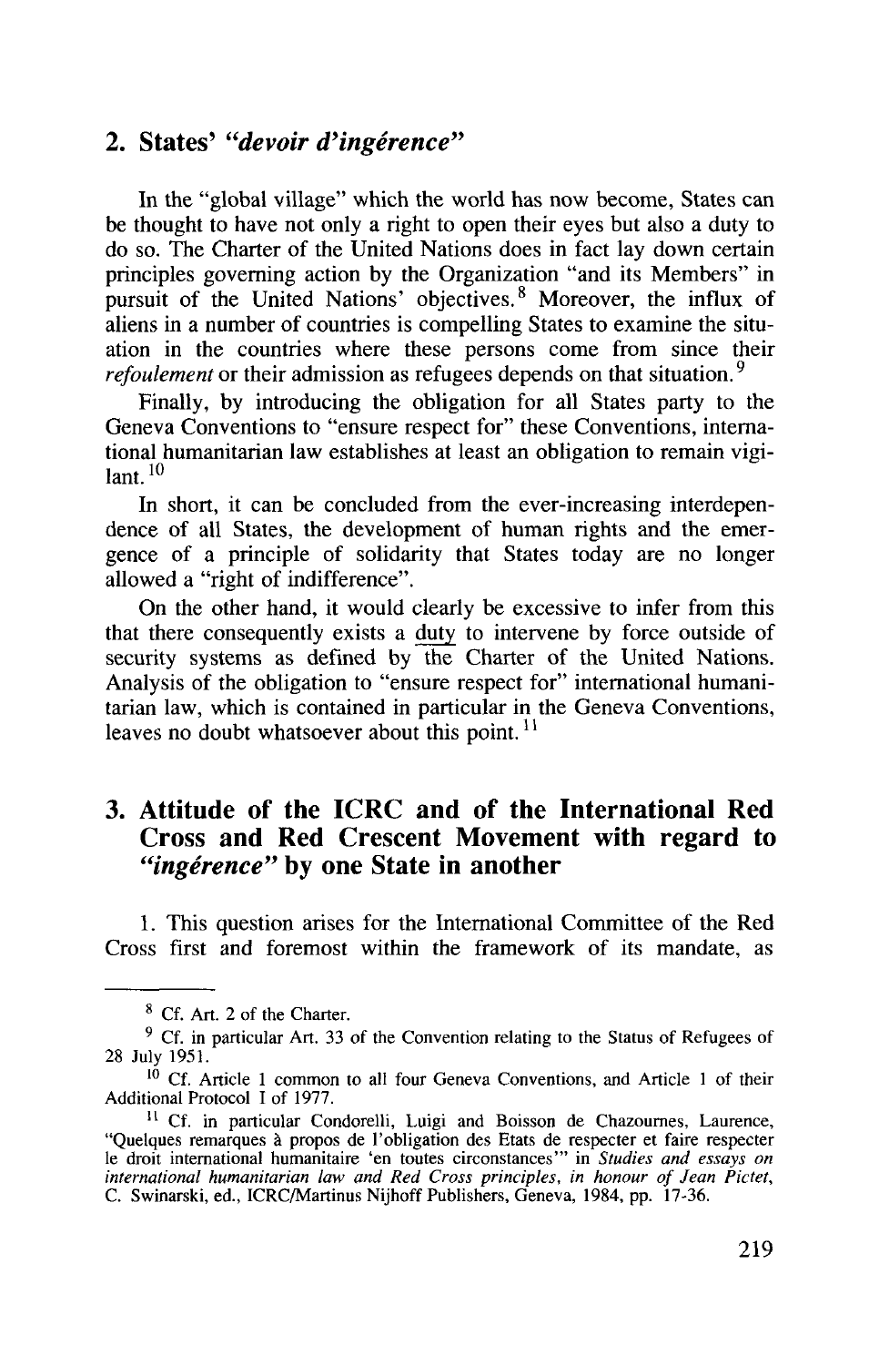## 2. States' *"devoir d'ingérence"*

In the "global village" which the world has now become, States can be thought to have not only a right to open their eyes but also a duty to do so. The Charter of the United Nations does in fact lay down certain principles governing action by the Organization "and its Members" in pursuit of the United Nations' objectives.[8] Moreover, the influx of aliens in a number of countries is compelling States to examine the situation in the countries where these persons come from since their *refoulement* or their admission as refugees depends on that situation.[9]

Finally, by introducing the obligation for all States party to the Geneva Conventions to "ensure respect for" these Conventions, international humanitarian law establishes at least an obligation to remain vigilant.[10]

In short, it can be concluded from the ever-increasing interdependence of all States, the development of human rights and the emergence of a principle of solidarity that States today are no longer allowed a "right of indifference".

On the other hand, it would clearly be excessive to infer from this that there consequently exists a duty to intervene by force outside of security systems as defined by the Charter of the United Nations. Analysis of the obligation to "ensure respect for" international humanitarian law, which is contained in particular in the Geneva Conventions, leaves no doubt whatsoever about this point.[11]

## 3. Attitude of the ICRC and of the International Red Cross and Red Crescent Movement with regard to *"ingérence"* by one State in another

1. This question arises for the International Committee of the Red Cross first and foremost within the framework of its mandate, as

---

[8] Cf. Art. 2 of the Charter.

[9] Cf. in particular Art. 33 of the Convention relating to the Status of Refugees of 28 July 1951.

[10] Cf. Article 1 common to all four Geneva Conventions, and Article 1 of their Additional Protocol I of 1977.

[11] Cf. in particular Condorelli, Luigi and Boisson de Chazournes, Laurence, "Quelques remarques à propos de l'obligation des Etats de respecter et faire respecter le droit international humanitaire 'en toutes circonstances'" in *Studies and essays on international humanitarian law and Red Cross principles, in honour of Jean Pictet*, C. Swinarski, ed., ICRC/Martinus Nijhoff Publishers, Geneva, 1984, pp. 17-36.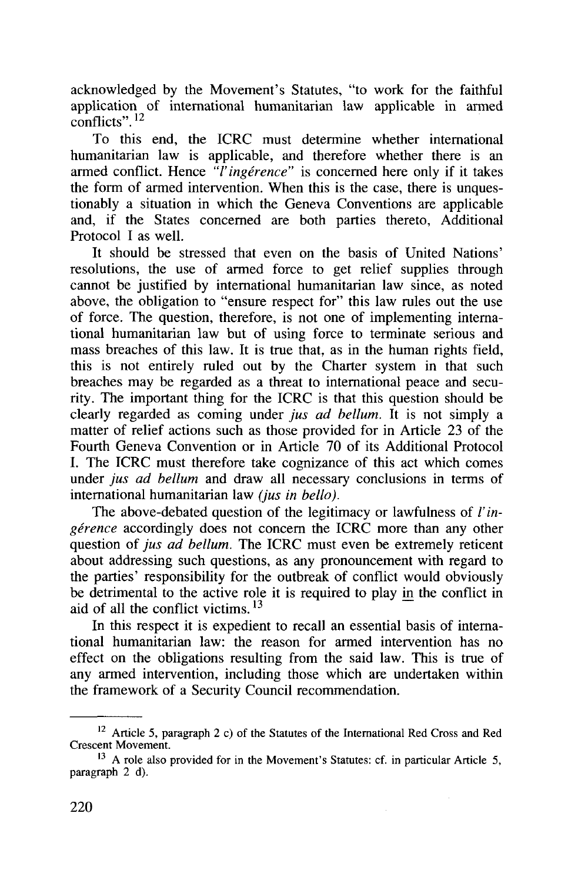acknowledged by the Movement's Statutes, "to work for the faithful application of international humanitarian law applicable in armed conflicts".[12]

To this end, the ICRC must determine whether international humanitarian law is applicable, and therefore whether there is an armed conflict. Hence *"l'ingérence"* is concerned here only if it takes the form of armed intervention. When this is the case, there is unquestionably a situation in which the Geneva Conventions are applicable and, if the States concerned are both parties thereto, Additional Protocol I as well.

It should be stressed that even on the basis of United Nations' resolutions, the use of armed force to get relief supplies through cannot be justified by international humanitarian law since, as noted above, the obligation to "ensure respect for" this law rules out the use of force. The question, therefore, is not one of implementing international humanitarian law but of using force to terminate serious and mass breaches of this law. It is true that, as in the human rights field, this is not entirely ruled out by the Charter system in that such breaches may be regarded as a threat to international peace and security. The important thing for the ICRC is that this question should be clearly regarded as coming under *jus ad bellum.* It is not simply a matter of relief actions such as those provided for in Article 23 of the Fourth Geneva Convention or in Article 70 of its Additional Protocol I. The ICRC must therefore take cognizance of this act which comes under *jus ad bellum* and draw all necessary conclusions in terms of international humanitarian law *(jus in bello).*

The above-debated question of the legitimacy or lawfulness of *l'ingérence* accordingly does not concern the ICRC more than any other question of *jus ad bellum.* The ICRC must even be extremely reticent about addressing such questions, as any pronouncement with regard to the parties' responsibility for the outbreak of conflict would obviously be detrimental to the active role it is required to play <u>in</u> the conflict in aid of all the conflict victims.[13]

In this respect it is expedient to recall an essential basis of international humanitarian law: the reason for armed intervention has no effect on the obligations resulting from the said law. This is true of any armed intervention, including those which are undertaken within the framework of a Security Council recommendation.

---

[12] Article 5, paragraph 2 c) of the Statutes of the International Red Cross and Red Crescent Movement.

[13] A role also provided for in the Movement's Statutes: cf. in particular Article 5, paragraph 2 d).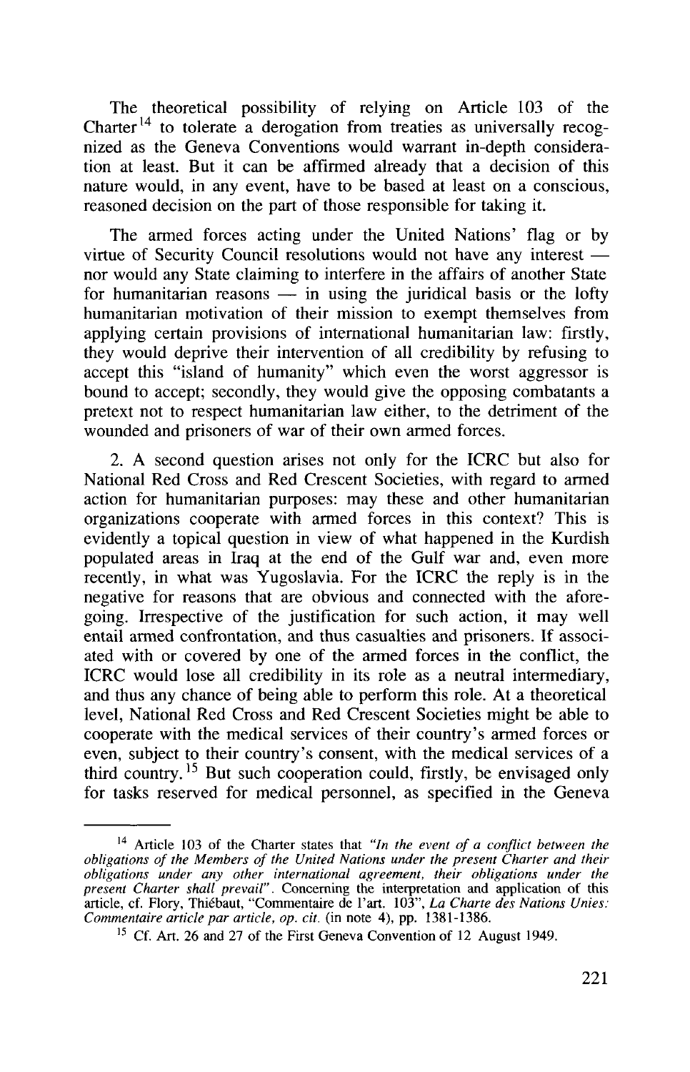The theoretical possibility of relying on Article 103 of the Charter[14] to tolerate a derogation from treaties as universally recognized as the Geneva Conventions would warrant in-depth consideration at least. But it can be affirmed already that a decision of this nature would, in any event, have to be based at least on a conscious, reasoned decision on the part of those responsible for taking it.

The armed forces acting under the United Nations' flag or by virtue of Security Council resolutions would not have any interest — nor would any State claiming to interfere in the affairs of another State for humanitarian reasons — in using the juridical basis or the lofty humanitarian motivation of their mission to exempt themselves from applying certain provisions of international humanitarian law: firstly, they would deprive their intervention of all credibility by refusing to accept this "island of humanity" which even the worst aggressor is bound to accept; secondly, they would give the opposing combatants a pretext not to respect humanitarian law either, to the detriment of the wounded and prisoners of war of their own armed forces.

2. A second question arises not only for the ICRC but also for National Red Cross and Red Crescent Societies, with regard to armed action for humanitarian purposes: may these and other humanitarian organizations cooperate with armed forces in this context? This is evidently a topical question in view of what happened in the Kurdish populated areas in Iraq at the end of the Gulf war and, even more recently, in what was Yugoslavia. For the ICRC the reply is in the negative for reasons that are obvious and connected with the aforegoing. Irrespective of the justification for such action, it may well entail armed confrontation, and thus casualties and prisoners. If associated with or covered by one of the armed forces in the conflict, the ICRC would lose all credibility in its role as a neutral intermediary, and thus any chance of being able to perform this role. At a theoretical level, National Red Cross and Red Crescent Societies might be able to cooperate with the medical services of their country's armed forces or even, subject to their country's consent, with the medical services of a third country.[15] But such cooperation could, firstly, be envisaged only for tasks reserved for medical personnel, as specified in the Geneva

---

[14] Article 103 of the Charter states that *"In the event of a conflict between the obligations of the Members of the United Nations under the present Charter and their obligations under any other international agreement, their obligations under the present Charter shall prevail"*. Concerning the interpretation and application of this article, cf. Flory, Thiébaut, "Commentaire de l'art. 103", *La Charte des Nations Unies: Commentaire article par article, op. cit.* (in note 4), pp. 1381-1386.

[15] Cf. Art. 26 and 27 of the First Geneva Convention of 12 August 1949.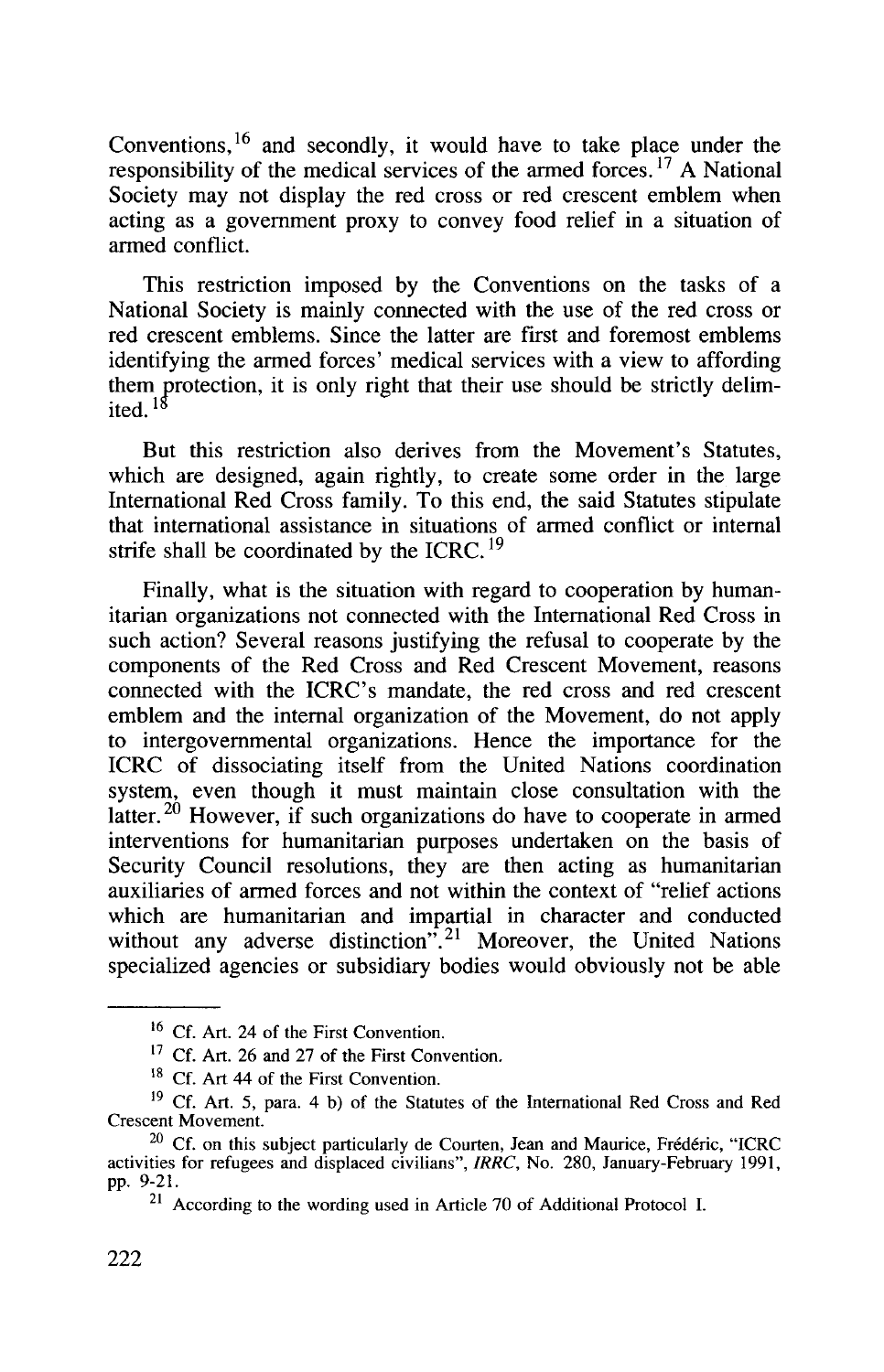Conventions,[16] and secondly, it would have to take place under the responsibility of the medical services of the armed forces.[17] A National Society may not display the red cross or red crescent emblem when acting as a government proxy to convey food relief in a situation of armed conflict.

This restriction imposed by the Conventions on the tasks of a National Society is mainly connected with the use of the red cross or red crescent emblems. Since the latter are first and foremost emblems identifying the armed forces' medical services with a view to affording them protection, it is only right that their use should be strictly delimited.[18]

But this restriction also derives from the Movement's Statutes, which are designed, again rightly, to create some order in the large International Red Cross family. To this end, the said Statutes stipulate that international assistance in situations of armed conflict or internal strife shall be coordinated by the ICRC.[19]

Finally, what is the situation with regard to cooperation by humanitarian organizations not connected with the International Red Cross in such action? Several reasons justifying the refusal to cooperate by the components of the Red Cross and Red Crescent Movement, reasons connected with the ICRC's mandate, the red cross and red crescent emblem and the internal organization of the Movement, do not apply to intergovernmental organizations. Hence the importance for the ICRC of dissociating itself from the United Nations coordination system, even though it must maintain close consultation with the latter.[20] However, if such organizations do have to cooperate in armed interventions for humanitarian purposes undertaken on the basis of Security Council resolutions, they are then acting as humanitarian auxiliaries of armed forces and not within the context of "relief actions which are humanitarian and impartial in character and conducted without any adverse distinction".[21] Moreover, the United Nations specialized agencies or subsidiary bodies would obviously not be able

---

[16] Cf. Art. 24 of the First Convention.

[17] Cf. Art. 26 and 27 of the First Convention.

[18] Cf. Art 44 of the First Convention.

[19] Cf. Art. 5, para. 4 b) of the Statutes of the International Red Cross and Red Crescent Movement.

[20] Cf. on this subject particularly de Courten, Jean and Maurice, Frédéric, "ICRC activities for refugees and displaced civilians", *IRRC*, No. 280, January-February 1991, pp. 9-21.

[21] According to the wording used in Article 70 of Additional Protocol I.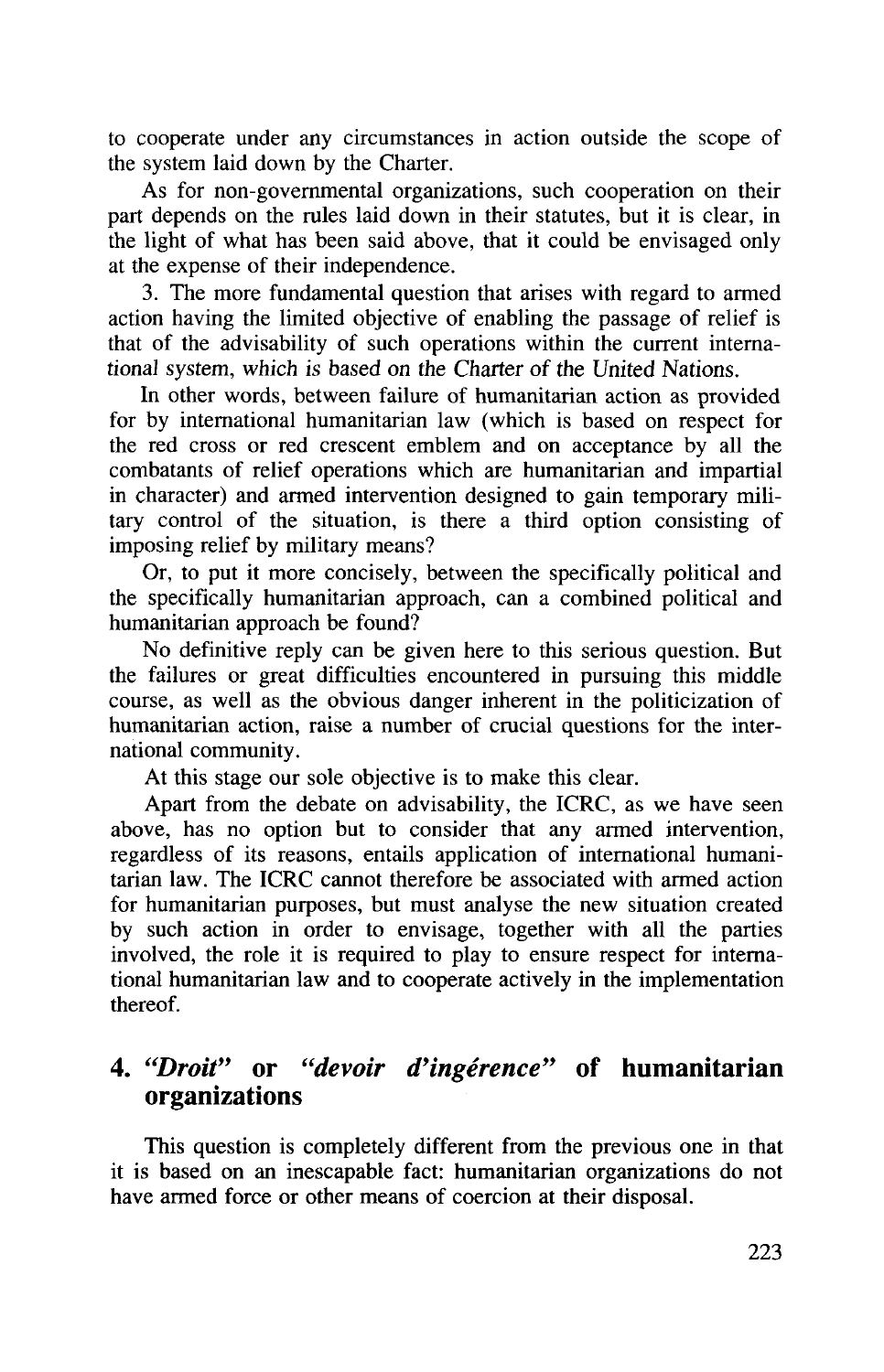to cooperate under any circumstances in action outside the scope of the system laid down by the Charter.

As for non-governmental organizations, such cooperation on their part depends on the rules laid down in their statutes, but it is clear, in the light of what has been said above, that it could be envisaged only at the expense of their independence.

3. The more fundamental question that arises with regard to armed action having the limited objective of enabling the passage of relief is that of the advisability of such operations within the current international system, which is based on the Charter of the United Nations.

In other words, between failure of humanitarian action as provided for by international humanitarian law (which is based on respect for the red cross or red crescent emblem and on acceptance by all the combatants of relief operations which are humanitarian and impartial in character) and armed intervention designed to gain temporary military control of the situation, is there a third option consisting of imposing relief by military means?

Or, to put it more concisely, between the specifically political and the specifically humanitarian approach, can a combined political and humanitarian approach be found?

No definitive reply can be given here to this serious question. But the failures or great difficulties encountered in pursuing this middle course, as well as the obvious danger inherent in the politicization of humanitarian action, raise a number of crucial questions for the international community.

At this stage our sole objective is to make this clear.

Apart from the debate on advisability, the ICRC, as we have seen above, has no option but to consider that any armed intervention, regardless of its reasons, entails application of international humanitarian law. The ICRC cannot therefore be associated with armed action for humanitarian purposes, but must analyse the new situation created by such action in order to envisage, together with all the parties involved, the role it is required to play to ensure respect for international humanitarian law and to cooperate actively in the implementation thereof.

## 4. *"Droit"* or *"devoir d'ingérence"* of humanitarian organizations

This question is completely different from the previous one in that it is based on an inescapable fact: humanitarian organizations do not have armed force or other means of coercion at their disposal.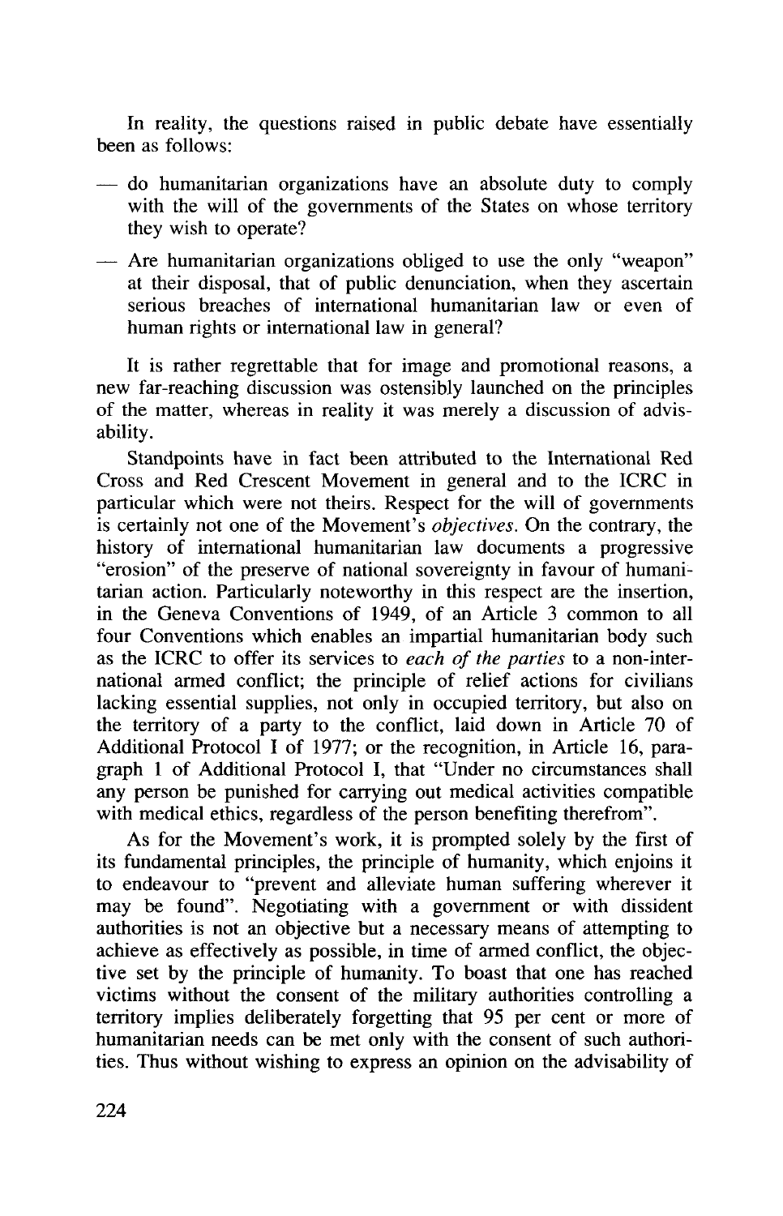In reality, the questions raised in public debate have essentially been as follows:

- do humanitarian organizations have an absolute duty to comply with the will of the governments of the States on whose territory they wish to operate?
- Are humanitarian organizations obliged to use the only "weapon" at their disposal, that of public denunciation, when they ascertain serious breaches of international humanitarian law or even of human rights or international law in general?

It is rather regrettable that for image and promotional reasons, a new far-reaching discussion was ostensibly launched on the principles of the matter, whereas in reality it was merely a discussion of advisability.

Standpoints have in fact been attributed to the International Red Cross and Red Crescent Movement in general and to the ICRC in particular which were not theirs. Respect for the will of governments is certainly not one of the Movement's *objectives*. On the contrary, the history of international humanitarian law documents a progressive "erosion" of the preserve of national sovereignty in favour of humanitarian action. Particularly noteworthy in this respect are the insertion, in the Geneva Conventions of 1949, of an Article 3 common to all four Conventions which enables an impartial humanitarian body such as the ICRC to offer its services to *each of the parties* to a non-international armed conflict; the principle of relief actions for civilians lacking essential supplies, not only in occupied territory, but also on the territory of a party to the conflict, laid down in Article 70 of Additional Protocol I of 1977; or the recognition, in Article 16, paragraph 1 of Additional Protocol I, that "Under no circumstances shall any person be punished for carrying out medical activities compatible with medical ethics, regardless of the person benefiting therefrom".

As for the Movement's work, it is prompted solely by the first of its fundamental principles, the principle of humanity, which enjoins it to endeavour to "prevent and alleviate human suffering wherever it may be found". Negotiating with a government or with dissident authorities is not an objective but a necessary means of attempting to achieve as effectively as possible, in time of armed conflict, the objective set by the principle of humanity. To boast that one has reached victims without the consent of the military authorities controlling a territory implies deliberately forgetting that 95 per cent or more of humanitarian needs can be met only with the consent of such authorities. Thus without wishing to express an opinion on the advisability of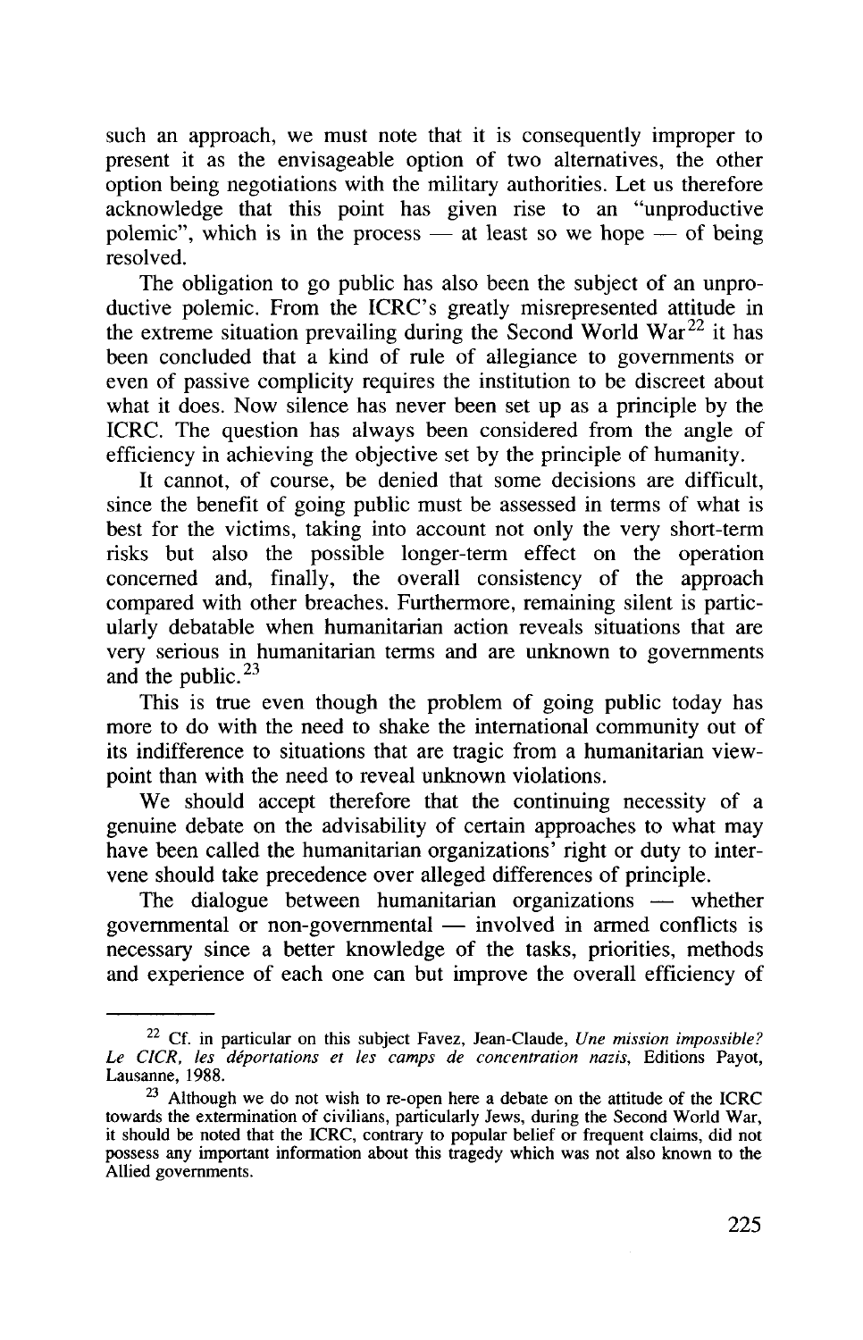such an approach, we must note that it is consequently improper to present it as the envisageable option of two alternatives, the other option being negotiations with the military authorities. Let us therefore acknowledge that this point has given rise to an "unproductive polemic", which is in the process — at least so we hope — of being resolved.

The obligation to go public has also been the subject of an unproductive polemic. From the ICRC's greatly misrepresented attitude in the extreme situation prevailing during the Second World War[22] it has been concluded that a kind of rule of allegiance to governments or even of passive complicity requires the institution to be discreet about what it does. Now silence has never been set up as a principle by the ICRC. The question has always been considered from the angle of efficiency in achieving the objective set by the principle of humanity.

It cannot, of course, be denied that some decisions are difficult, since the benefit of going public must be assessed in terms of what is best for the victims, taking into account not only the very short-term risks but also the possible longer-term effect on the operation concerned and, finally, the overall consistency of the approach compared with other breaches. Furthermore, remaining silent is particularly debatable when humanitarian action reveals situations that are very serious in humanitarian terms and are unknown to governments and the public.[23]

This is true even though the problem of going public today has more to do with the need to shake the international community out of its indifference to situations that are tragic from a humanitarian viewpoint than with the need to reveal unknown violations.

We should accept therefore that the continuing necessity of a genuine debate on the advisability of certain approaches to what may have been called the humanitarian organizations' right or duty to intervene should take precedence over alleged differences of principle.

The dialogue between humanitarian organizations — whether governmental or non-governmental — involved in armed conflicts is necessary since a better knowledge of the tasks, priorities, methods and experience of each one can but improve the overall efficiency of

---

[22] Cf. in particular on this subject Favez, Jean-Claude, *Une mission impossible? Le CICR, les déportations et les camps de concentration nazis*, Editions Payot, Lausanne, 1988.

[23] Although we do not wish to re-open here a debate on the attitude of the ICRC towards the extermination of civilians, particularly Jews, during the Second World War, it should be noted that the ICRC, contrary to popular belief or frequent claims, did not possess any important information about this tragedy which was not also known to the Allied governments.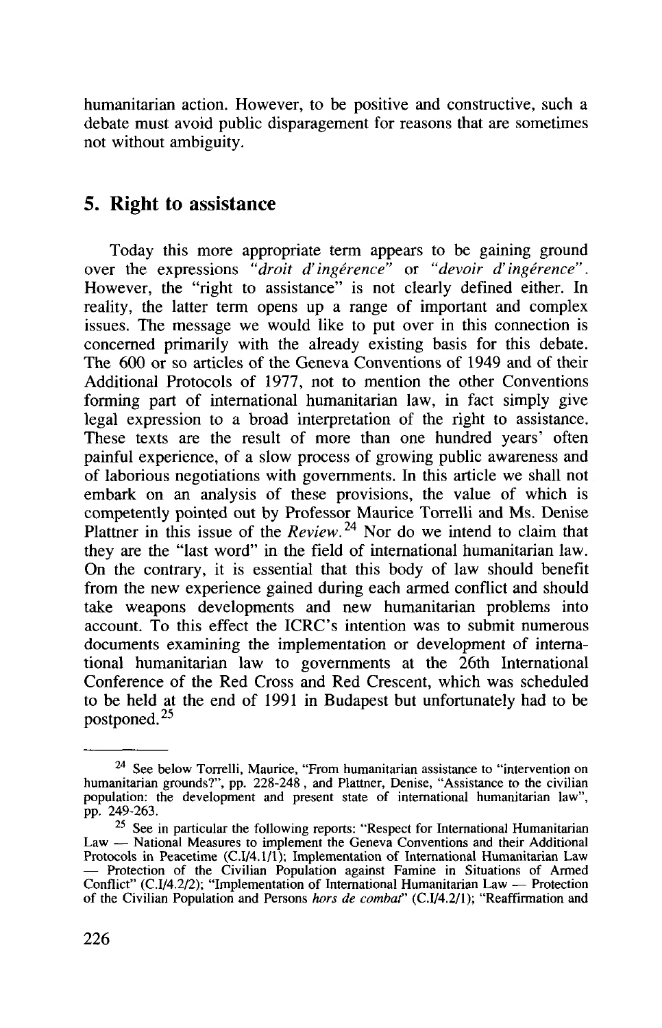humanitarian action. However, to be positive and constructive, such a debate must avoid public disparagement for reasons that are sometimes not without ambiguity.

## 5. Right to assistance

Today this more appropriate term appears to be gaining ground over the expressions *"droit d'ingérence"* or *"devoir d'ingérence"*. However, the "right to assistance" is not clearly defined either. In reality, the latter term opens up a range of important and complex issues. The message we would like to put over in this connection is concerned primarily with the already existing basis for this debate. The 600 or so articles of the Geneva Conventions of 1949 and of their Additional Protocols of 1977, not to mention the other Conventions forming part of international humanitarian law, in fact simply give legal expression to a broad interpretation of the right to assistance. These texts are the result of more than one hundred years' often painful experience, of a slow process of growing public awareness and of laborious negotiations with governments. In this article we shall not embark on an analysis of these provisions, the value of which is competently pointed out by Professor Maurice Torrelli and Ms. Denise Plattner in this issue of the *Review.*[24] Nor do we intend to claim that they are the "last word" in the field of international humanitarian law. On the contrary, it is essential that this body of law should benefit from the new experience gained during each armed conflict and should take weapons developments and new humanitarian problems into account. To this effect the ICRC's intention was to submit numerous documents examining the implementation or development of international humanitarian law to governments at the 26th International Conference of the Red Cross and Red Crescent, which was scheduled to be held at the end of 1991 in Budapest but unfortunately had to be postponed.[25]

---

[24] See below Torrelli, Maurice, "From humanitarian assistance to "intervention on humanitarian grounds?", pp. 228-248, and Plattner, Denise, "Assistance to the civilian population: the development and present state of international humanitarian law", pp. 249-263.

[25] See in particular the following reports: "Respect for International Humanitarian Law — National Measures to implement the Geneva Conventions and their Additional Protocols in Peacetime (C.I/4.1/1); Implementation of International Humanitarian Law — Protection of the Civilian Population against Famine in Situations of Armed Conflict" (C.I/4.2/2); "Implementation of International Humanitarian Law — Protection of the Civilian Population and Persons *hors de combat*" (C.I/4.2/1); "Reaffirmation and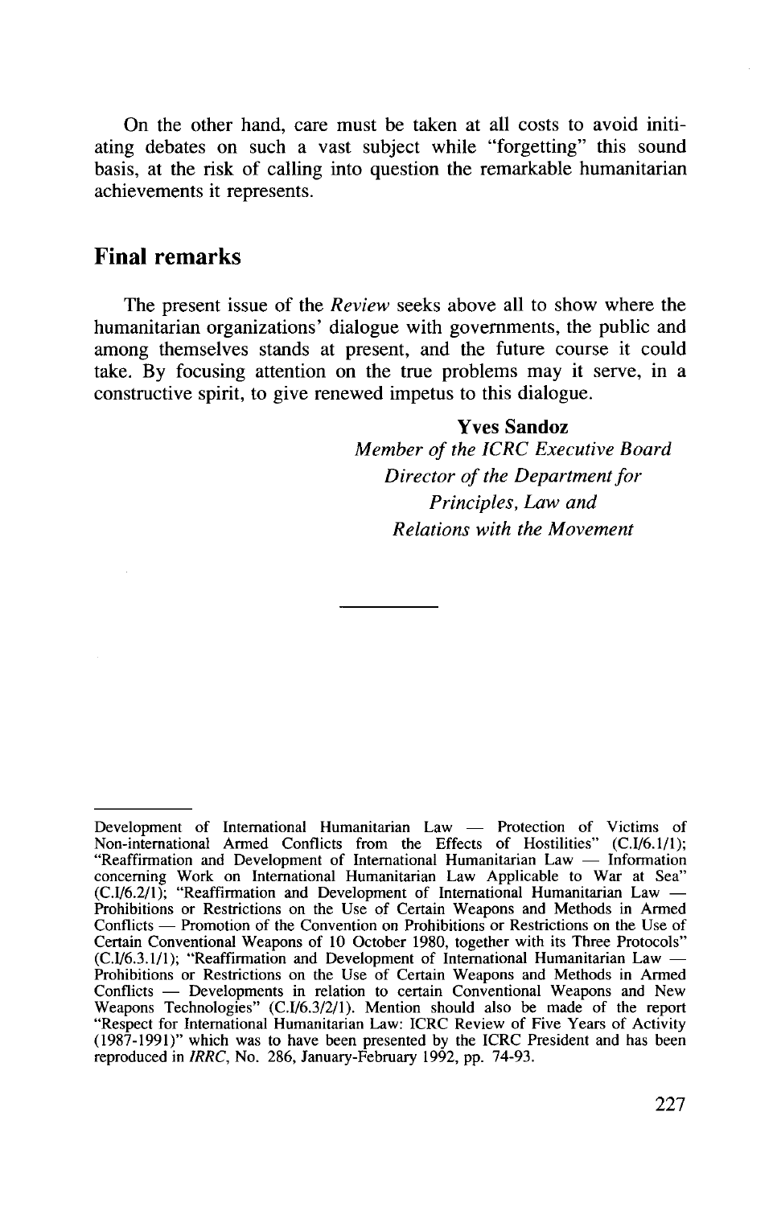On the other hand, care must be taken at all costs to avoid initiating debates on such a vast subject while "forgetting" this sound basis, at the risk of calling into question the remarkable humanitarian achievements it represents.

## Final remarks

The present issue of the *Review* seeks above all to show where the humanitarian organizations' dialogue with governments, the public and among themselves stands at present, and the future course it could take. By focusing attention on the true problems may it serve, in a constructive spirit, to give renewed impetus to this dialogue.

**Yves Sandoz**
*Member of the ICRC Executive Board*
*Director of the Department for Principles, Law and Relations with the Movement*

---

Development of International Humanitarian Law — Protection of Victims of Non-international Armed Conflicts from the Effects of Hostilities" (C.I/6.1/1); "Reaffirmation and Development of International Humanitarian Law — Information concerning Work on International Humanitarian Law Applicable to War at Sea" (C.I/6.2/1); "Reaffirmation and Development of International Humanitarian Law — Prohibitions or Restrictions on the Use of Certain Weapons and Methods in Armed Conflicts — Promotion of the Convention on Prohibitions or Restrictions on the Use of Certain Conventional Weapons of 10 October 1980, together with its Three Protocols" (C.I/6.3.1/1); "Reaffirmation and Development of International Humanitarian Law — Prohibitions or Restrictions on the Use of Certain Weapons and Methods in Armed Conflicts — Developments in relation to certain Conventional Weapons and New Weapons Technologies" (C.I/6.3/2/1). Mention should also be made of the report "Respect for International Humanitarian Law: ICRC Review of Five Years of Activity (1987-1991)" which was to have been presented by the ICRC President and has been reproduced in *IRRC*, No. 286, January-February 1992, pp. 74-93.